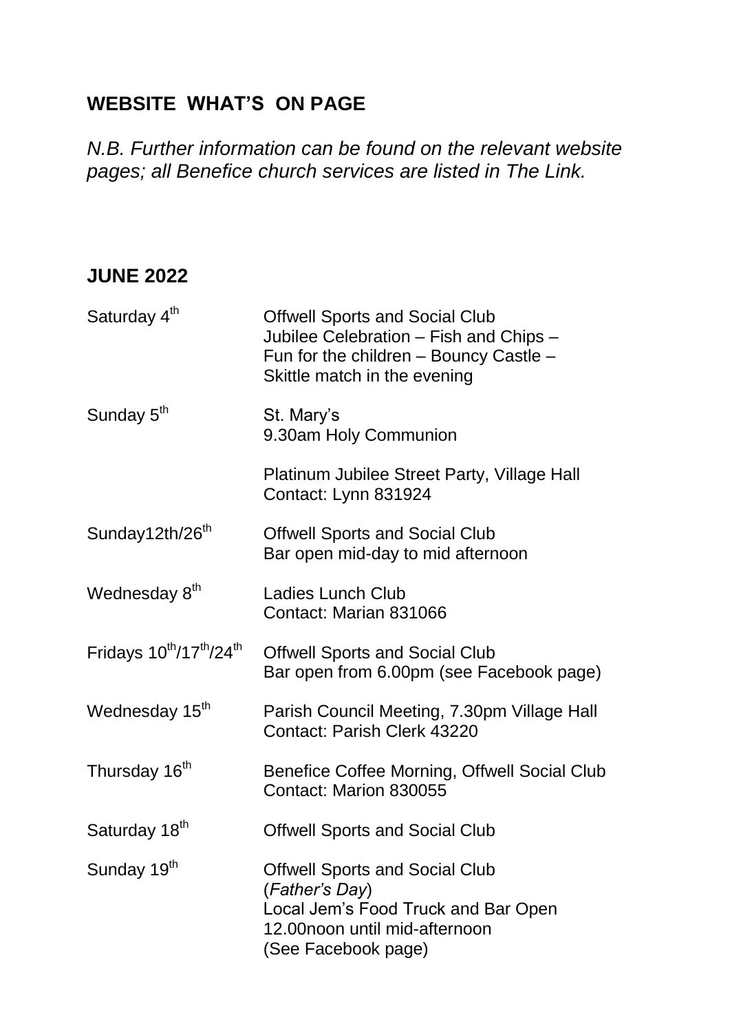## WEBSITE WHAT'S ON PAGE

*N.B. Further information can be found on the relevant website pages; all Benefice church services are listed in The Link.*

## JUNE 2022

| | |
|---|---|
| Saturday 4th | Offwell Sports and Social Club<br>Jubilee Celebration – Fish and Chips –<br>Fun for the children – Bouncy Castle –<br>Skittle match in the evening |
| Sunday 5th | St. Mary's<br>9.30am Holy Communion<br><br>Platinum Jubilee Street Party, Village Hall<br>Contact: Lynn 831924 |
| Sunday12th/26th | Offwell Sports and Social Club<br>Bar open mid-day to mid afternoon |
| Wednesday 8th | Ladies Lunch Club<br>Contact: Marian 831066 |
| Fridays 10th/17th/24th | Offwell Sports and Social Club<br>Bar open from 6.00pm (see Facebook page) |
| Wednesday 15th | Parish Council Meeting, 7.30pm Village Hall<br>Contact: Parish Clerk 43220 |
| Thursday 16th | Benefice Coffee Morning, Offwell Social Club<br>Contact: Marion 830055 |
| Saturday 18th | Offwell Sports and Social Club |
| Sunday 19th | Offwell Sports and Social Club<br>(*Father's Day*)<br>Local Jem's Food Truck and Bar Open<br>12.00noon until mid-afternoon<br>(See Facebook page) |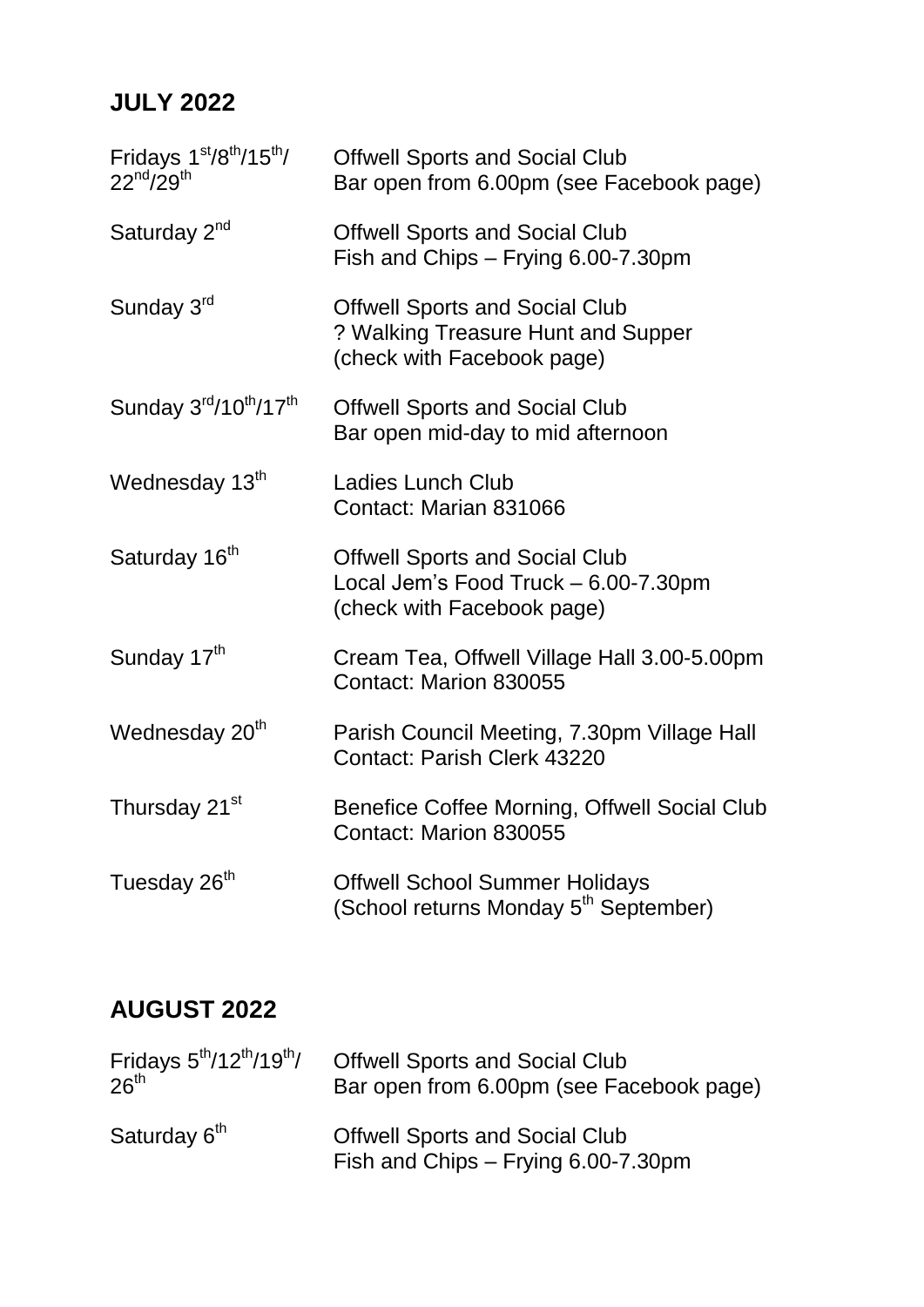## JULY 2022

| | |
|---|---|
| Fridays 1st/8th/15th/ 22nd/29th | Offwell Sports and Social Club<br>Bar open from 6.00pm (see Facebook page) |
| Saturday 2nd | Offwell Sports and Social Club<br>Fish and Chips – Frying 6.00-7.30pm |
| Sunday 3rd | Offwell Sports and Social Club<br>? Walking Treasure Hunt and Supper<br>(check with Facebook page) |
| Sunday 3rd/10th/17th | Offwell Sports and Social Club<br>Bar open mid-day to mid afternoon |
| Wednesday 13th | Ladies Lunch Club<br>Contact: Marian 831066 |
| Saturday 16th | Offwell Sports and Social Club<br>Local Jem's Food Truck – 6.00-7.30pm<br>(check with Facebook page) |
| Sunday 17th | Cream Tea, Offwell Village Hall 3.00-5.00pm<br>Contact: Marion 830055 |
| Wednesday 20th | Parish Council Meeting, 7.30pm Village Hall<br>Contact: Parish Clerk 43220 |
| Thursday 21st | Benefice Coffee Morning, Offwell Social Club<br>Contact: Marion 830055 |
| Tuesday 26th | Offwell School Summer Holidays<br>(School returns Monday 5th September) |

## AUGUST 2022

| | |
|---|---|
| Fridays 5th/12th/19th/ 26th | Offwell Sports and Social Club<br>Bar open from 6.00pm (see Facebook page) |
| Saturday 6th | Offwell Sports and Social Club<br>Fish and Chips – Frying 6.00-7.30pm |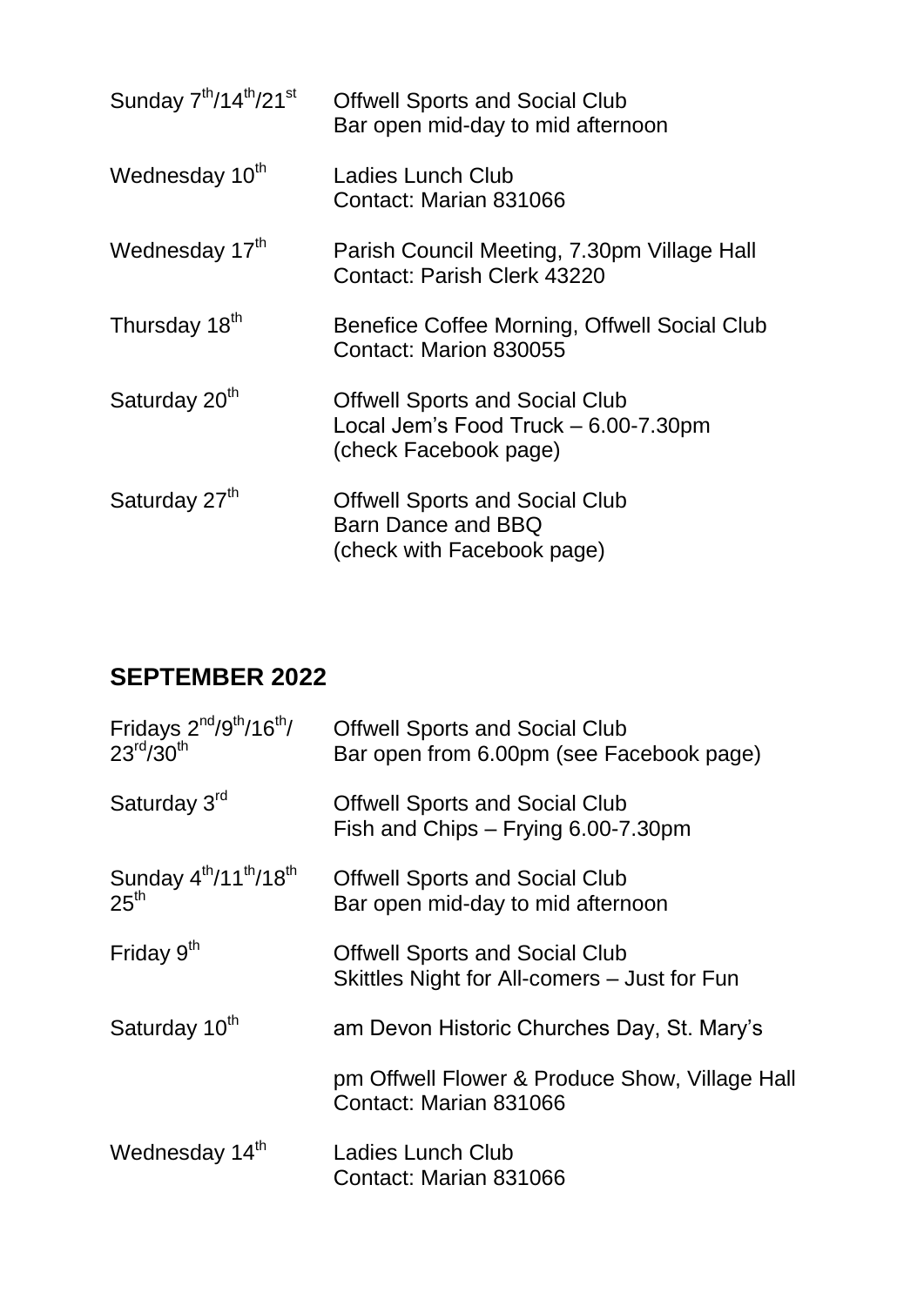| | |
|---|---|
| Sunday 7th/14th/21st | Offwell Sports and Social Club<br>Bar open mid-day to mid afternoon |
| Wednesday 10th | Ladies Lunch Club<br>Contact: Marian 831066 |
| Wednesday 17th | Parish Council Meeting, 7.30pm Village Hall<br>Contact: Parish Clerk 43220 |
| Thursday 18th | Benefice Coffee Morning, Offwell Social Club<br>Contact: Marion 830055 |
| Saturday 20th | Offwell Sports and Social Club<br>Local Jem's Food Truck – 6.00-7.30pm<br>(check Facebook page) |
| Saturday 27th | Offwell Sports and Social Club<br>Barn Dance and BBQ<br>(check with Facebook page) |

## SEPTEMBER 2022

| | |
|---|---|
| Fridays 2nd/9th/16th/ 23rd/30th | Offwell Sports and Social Club<br>Bar open from 6.00pm (see Facebook page) |
| Saturday 3rd | Offwell Sports and Social Club<br>Fish and Chips – Frying 6.00-7.30pm |
| Sunday 4th/11th/18th 25th | Offwell Sports and Social Club<br>Bar open mid-day to mid afternoon |
| Friday 9th | Offwell Sports and Social Club<br>Skittles Night for All-comers – Just for Fun |
| Saturday 10th | am Devon Historic Churches Day, St. Mary's<br><br>pm Offwell Flower & Produce Show, Village Hall<br>Contact: Marian 831066 |
| Wednesday 14th | Ladies Lunch Club<br>Contact: Marian 831066 |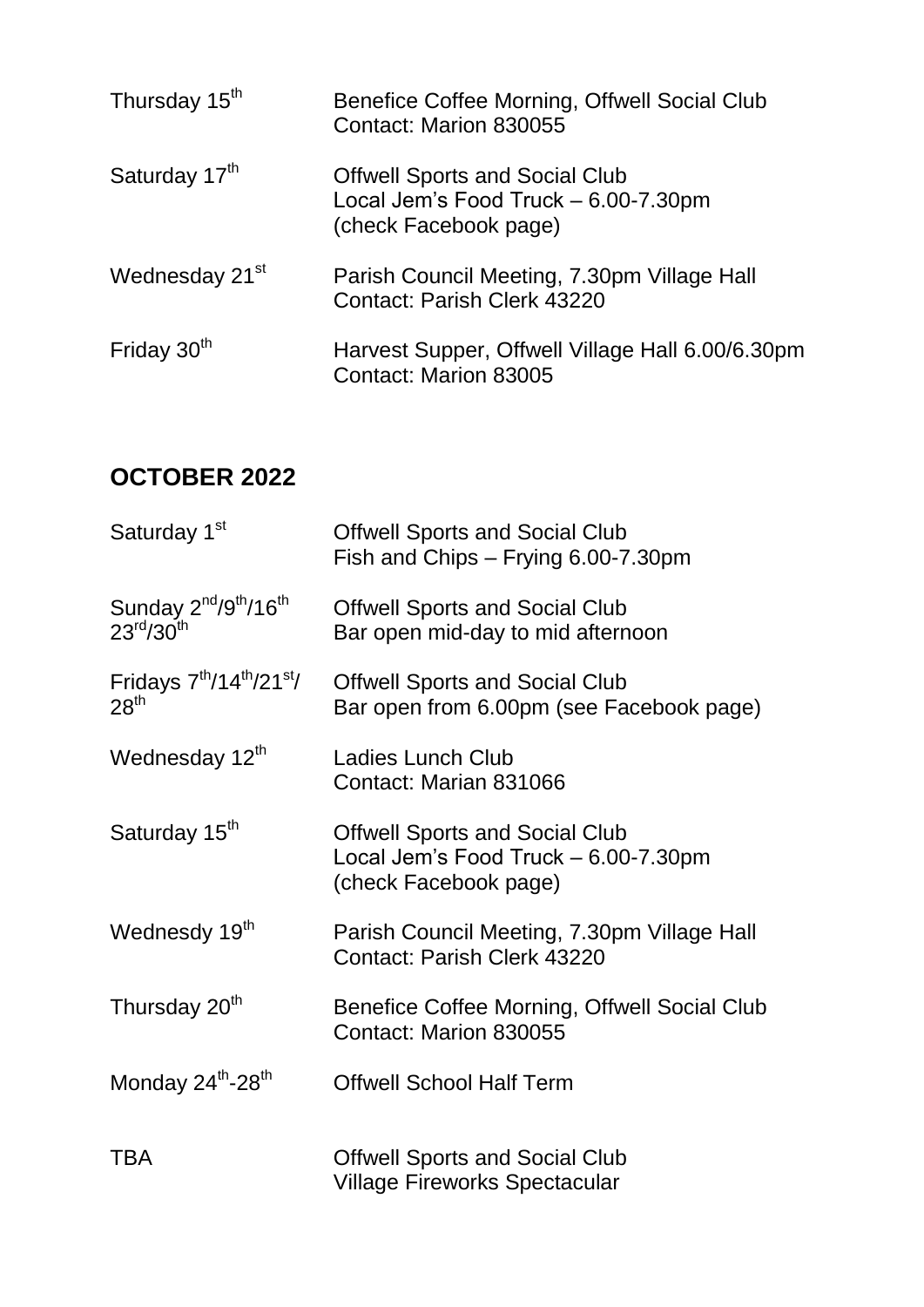| | |
|---|---|
| Thursday 15th | Benefice Coffee Morning, Offwell Social Club<br>Contact: Marion 830055 |
| Saturday 17th | Offwell Sports and Social Club<br>Local Jem's Food Truck – 6.00-7.30pm<br>(check Facebook page) |
| Wednesday 21st | Parish Council Meeting, 7.30pm Village Hall<br>Contact: Parish Clerk 43220 |
| Friday 30th | Harvest Supper, Offwell Village Hall 6.00/6.30pm<br>Contact: Marion 83005 |

## OCTOBER 2022

| | |
|---|---|
| Saturday 1st | Offwell Sports and Social Club<br>Fish and Chips – Frying 6.00-7.30pm |
| Sunday 2nd/9th/16th<br>23rd/30th | Offwell Sports and Social Club<br>Bar open mid-day to mid afternoon |
| Fridays 7th/14th/21st/<br>28th | Offwell Sports and Social Club<br>Bar open from 6.00pm (see Facebook page) |
| Wednesday 12th | Ladies Lunch Club<br>Contact: Marian 831066 |
| Saturday 15th | Offwell Sports and Social Club<br>Local Jem's Food Truck – 6.00-7.30pm<br>(check Facebook page) |
| Wednesdy 19th | Parish Council Meeting, 7.30pm Village Hall<br>Contact: Parish Clerk 43220 |
| Thursday 20th | Benefice Coffee Morning, Offwell Social Club<br>Contact: Marion 830055 |
| Monday 24th-28th | Offwell School Half Term |
| TBA | Offwell Sports and Social Club<br>Village Fireworks Spectacular |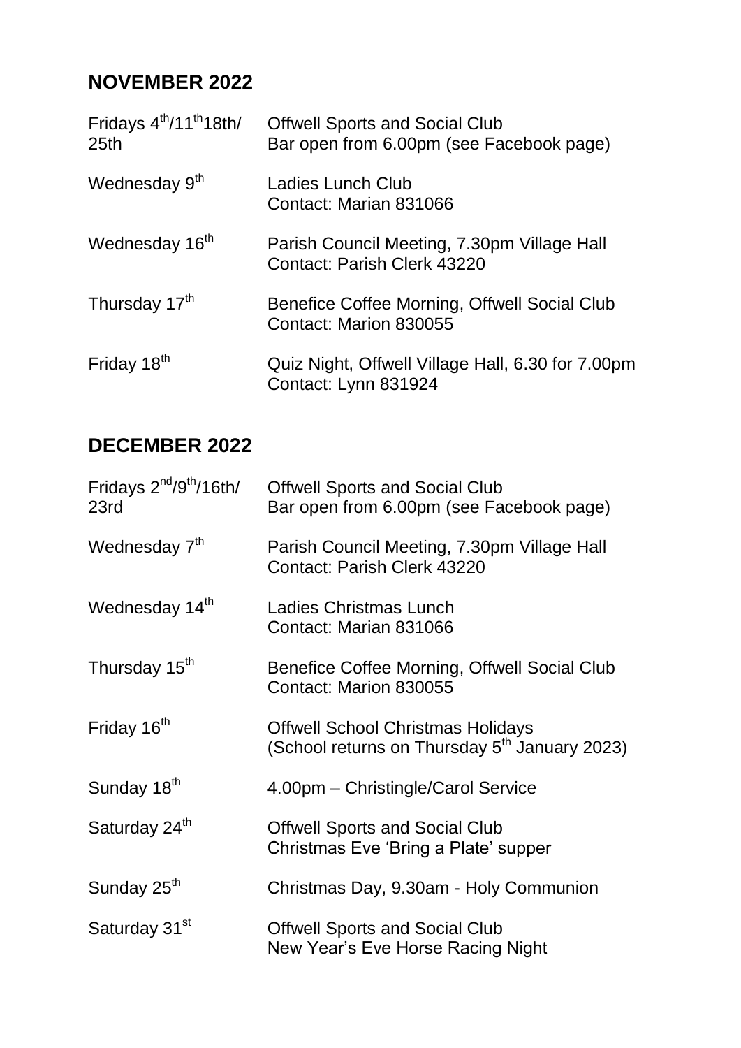## NOVEMBER 2022

| | |
|---|---|
| Fridays 4th/11th18th/25th | Offwell Sports and Social Club<br>Bar open from 6.00pm (see Facebook page) |
| Wednesday 9th | Ladies Lunch Club<br>Contact: Marian 831066 |
| Wednesday 16th | Parish Council Meeting, 7.30pm Village Hall<br>Contact: Parish Clerk 43220 |
| Thursday 17th | Benefice Coffee Morning, Offwell Social Club<br>Contact: Marion 830055 |
| Friday 18th | Quiz Night, Offwell Village Hall, 6.30 for 7.00pm<br>Contact: Lynn 831924 |

## DECEMBER 2022

| | |
|---|---|
| Fridays 2nd/9th/16th/23rd | Offwell Sports and Social Club<br>Bar open from 6.00pm (see Facebook page) |
| Wednesday 7th | Parish Council Meeting, 7.30pm Village Hall<br>Contact: Parish Clerk 43220 |
| Wednesday 14th | Ladies Christmas Lunch<br>Contact: Marian 831066 |
| Thursday 15th | Benefice Coffee Morning, Offwell Social Club<br>Contact: Marion 830055 |
| Friday 16th | Offwell School Christmas Holidays<br>(School returns on Thursday 5th January 2023) |
| Sunday 18th | 4.00pm – Christingle/Carol Service |
| Saturday 24th | Offwell Sports and Social Club<br>Christmas Eve 'Bring a Plate' supper |
| Sunday 25th | Christmas Day, 9.30am - Holy Communion |
| Saturday 31st | Offwell Sports and Social Club<br>New Year's Eve Horse Racing Night |